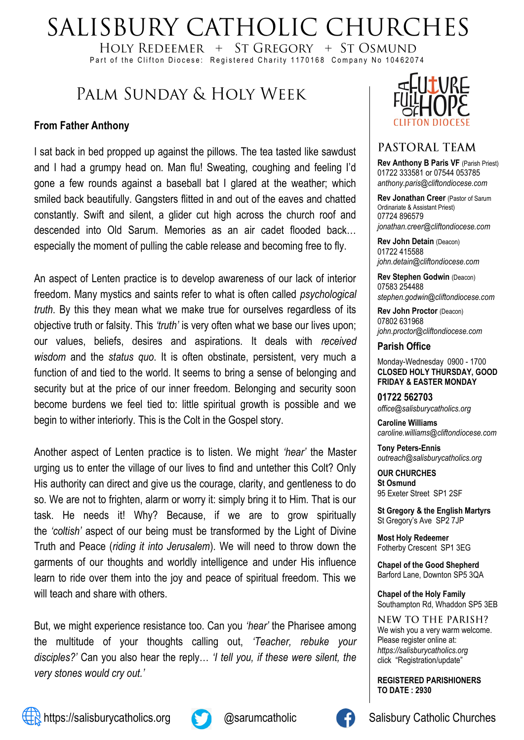# SALISBURY CATHOLIC CHURCHES

HOLY REDEEMER + ST GREGORY + ST OSMUND

Part of the Clifton Diocese: Registered Charity 1170168 Company No 10462074

## PALM SUNDAY & HOLY WEEK

### From Father Anthony

I sat back in bed propped up against the pillows. The tea tasted like sawdust and I had a grumpy head on. Man flu! Sweating, coughing and feeling I'd gone a few rounds against a baseball bat I glared at the weather; which smiled back beautifully. Gangsters flitted in and out of the eaves and chatted constantly. Swift and silent, a glider cut high across the church roof and descended into Old Sarum. Memories as an air cadet flooded back… especially the moment of pulling the cable release and becoming free to fly.

An aspect of Lenten practice is to develop awareness of our lack of interior freedom. Many mystics and saints refer to what is often called *psychological truth*. By this they mean what we make true for ourselves regardless of its objective truth or falsity. This *'truth'* is very often what we base our lives upon; our values, beliefs, desires and aspirations. It deals with *received wisdom* and the *status quo*. It is often obstinate, persistent, very much a function of and tied to the world. It seems to bring a sense of belonging and security but at the price of our inner freedom. Belonging and security soon become burdens we feel tied to: little spiritual growth is possible and we begin to wither interiorly. This is the Colt in the Gospel story.

Another aspect of Lenten practice is to listen. We might *'hear'* the Master urging us to enter the village of our lives to find and untether this Colt? Only His authority can direct and give us the courage, clarity, and gentleness to do so. We are not to frighten, alarm or worry it: simply bring it to Him. That is our task. He needs it! Why? Because, if we are to grow spiritually the *'coltish'* aspect of our being must be transformed by the Light of Divine Truth and Peace (*riding it into Jerusalem*). We will need to throw down the garments of our thoughts and worldly intelligence and under His influence learn to ride over them into the joy and peace of spiritual freedom. This we will teach and share with others.

But, we might experience resistance too. Can you *'hear'* the Pharisee among the multitude of your thoughts calling out, *'Teacher, rebuke your disciples?'* Can you also hear the reply… *'I tell you, if these were silent, the very stones would cry out.'*

A FUTURE FULL OF HOPE
CLIFTON DIOCESE

## PASTORAL TEAM

**Rev Anthony B Paris VF** (Parish Priest)
01722 333581 or 07544 053785
*anthony.paris@cliftondiocese.com*

**Rev Jonathan Creer** (Pastor of Sarum Ordinariate & Assistant Priest)
07724 896579
*jonathan.creer@cliftondiocese.com*

**Rev John Detain** (Deacon)
01722 415588
*john.detain@cliftondiocese.com*

**Rev Stephen Godwin** (Deacon)
07583 254488
*stephen.godwin@cliftondiocese.com*

**Rev John Proctor** (Deacon)
07802 631968
*john.proctor@cliftondiocese.com*

### Parish Office

Monday-Wednesday 0900 - 1700
**CLOSED HOLY THURSDAY, GOOD FRIDAY & EASTER MONDAY**

**01722 562703**
*office@salisburycatholics.org*

**Caroline Williams**
*caroline.williams@cliftondiocese.com*

**Tony Peters-Ennis**
*outreach@salisburycatholics.org*

**OUR CHURCHES**

**St Osmund**
95 Exeter Street SP1 2SF

**St Gregory & the English Martyrs**
St Gregory's Ave SP2 7JP

**Most Holy Redeemer**
Fotherby Crescent SP1 3EG

**Chapel of the Good Shepherd**
Barford Lane, Downton SP5 3QA

**Chapel of the Holy Family**
Southampton Rd, Whaddon SP5 3EB

## NEW TO THE PARISH?

We wish you a very warm welcome. Please register online at: *https://salisburycatholics.org* click "Registration/update"

**REGISTERED PARISHIONERS TO DATE : 2930**

https://salisburycatholics.org @sarumcatholic Salisbury Catholic Churches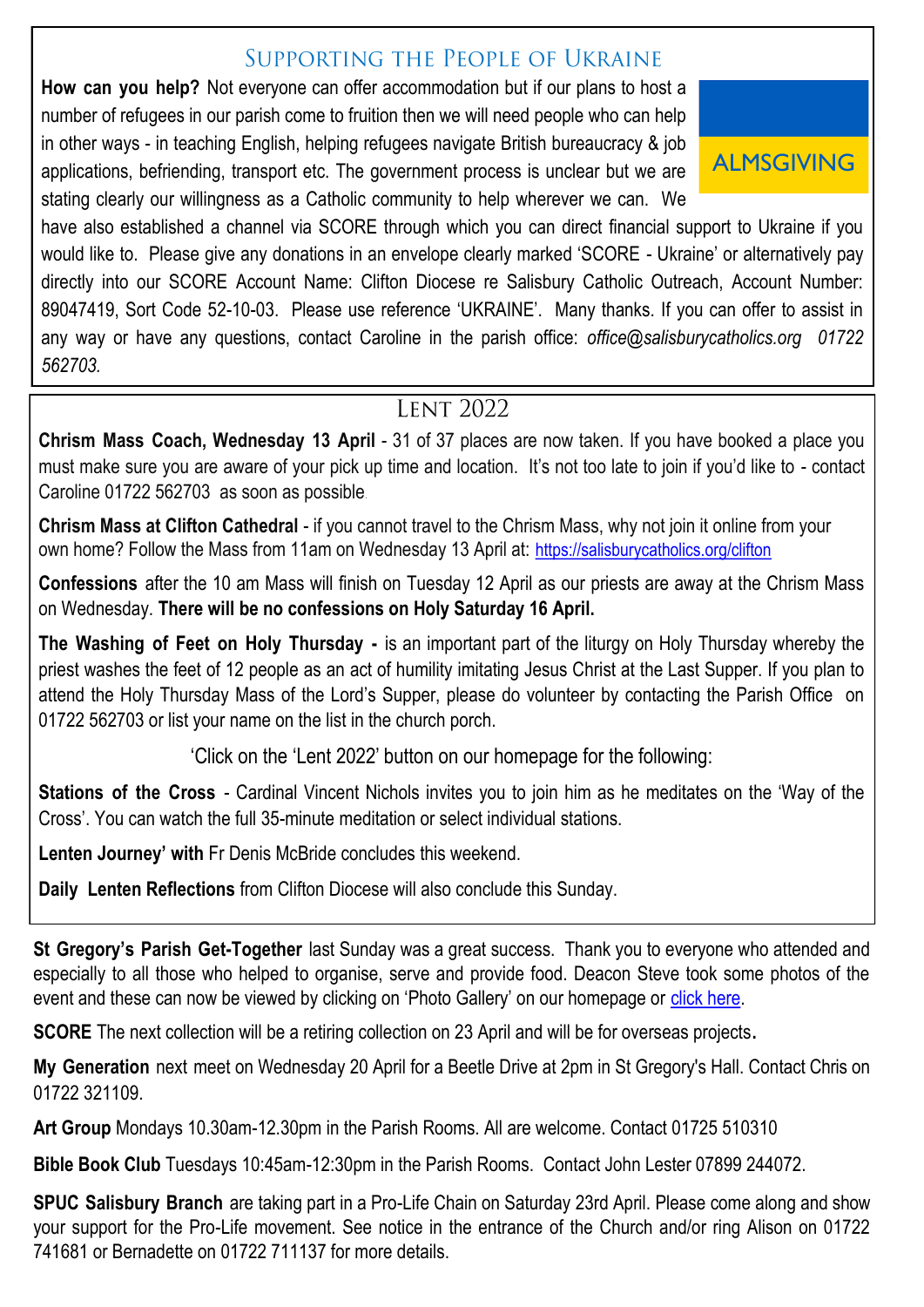## Supporting the People of Ukraine

ALMSGIVING

**How can you help?** Not everyone can offer accommodation but if our plans to host a number of refugees in our parish come to fruition then we will need people who can help in other ways - in teaching English, helping refugees navigate British bureaucracy & job applications, befriending, transport etc. The government process is unclear but we are stating clearly our willingness as a Catholic community to help wherever we can. We have also established a channel via SCORE through which you can direct financial support to Ukraine if you would like to. Please give any donations in an envelope clearly marked 'SCORE - Ukraine' or alternatively pay directly into our SCORE Account Name: Clifton Diocese re Salisbury Catholic Outreach, Account Number: 89047419, Sort Code 52-10-03. Please use reference 'UKRAINE'. Many thanks. If you can offer to assist in any way or have any questions, contact Caroline in the parish office: *office@salisburycatholics.org 01722 562703.*

## Lent 2022

**Chrism Mass Coach, Wednesday 13 April** - 31 of 37 places are now taken. If you have booked a place you must make sure you are aware of your pick up time and location. It's not too late to join if you'd like to - contact Caroline 01722 562703 as soon as possible.

**Chrism Mass at Clifton Cathedral** - if you cannot travel to the Chrism Mass, why not join it online from your own home? Follow the Mass from 11am on Wednesday 13 April at: https://salisburycatholics.org/clifton

**Confessions** after the 10 am Mass will finish on Tuesday 12 April as our priests are away at the Chrism Mass on Wednesday. **There will be no confessions on Holy Saturday 16 April.**

**The Washing of Feet on Holy Thursday -** is an important part of the liturgy on Holy Thursday whereby the priest washes the feet of 12 people as an act of humility imitating Jesus Christ at the Last Supper. If you plan to attend the Holy Thursday Mass of the Lord's Supper, please do volunteer by contacting the Parish Office on 01722 562703 or list your name on the list in the church porch.

'Click on the 'Lent 2022' button on our homepage for the following:

**Stations of the Cross** - Cardinal Vincent Nichols invites you to join him as he meditates on the 'Way of the Cross'. You can watch the full 35-minute meditation or select individual stations.

**Lenten Journey' with** Fr Denis McBride concludes this weekend.

**Daily Lenten Reflections** from Clifton Diocese will also conclude this Sunday.

**St Gregory's Parish Get-Together** last Sunday was a great success. Thank you to everyone who attended and especially to all those who helped to organise, serve and provide food. Deacon Steve took some photos of the event and these can now be viewed by clicking on 'Photo Gallery' on our homepage or click here.

**SCORE** The next collection will be a retiring collection on 23 April and will be for overseas projects**.**

**My Generation** next meet on Wednesday 20 April for a Beetle Drive at 2pm in St Gregory's Hall. Contact Chris on 01722 321109.

**Art Group** Mondays 10.30am-12.30pm in the Parish Rooms. All are welcome. Contact 01725 510310

**Bible Book Club** Tuesdays 10:45am-12:30pm in the Parish Rooms. Contact John Lester 07899 244072.

**SPUC Salisbury Branch** are taking part in a Pro-Life Chain on Saturday 23rd April. Please come along and show your support for the Pro-Life movement. See notice in the entrance of the Church and/or ring Alison on 01722 741681 or Bernadette on 01722 711137 for more details.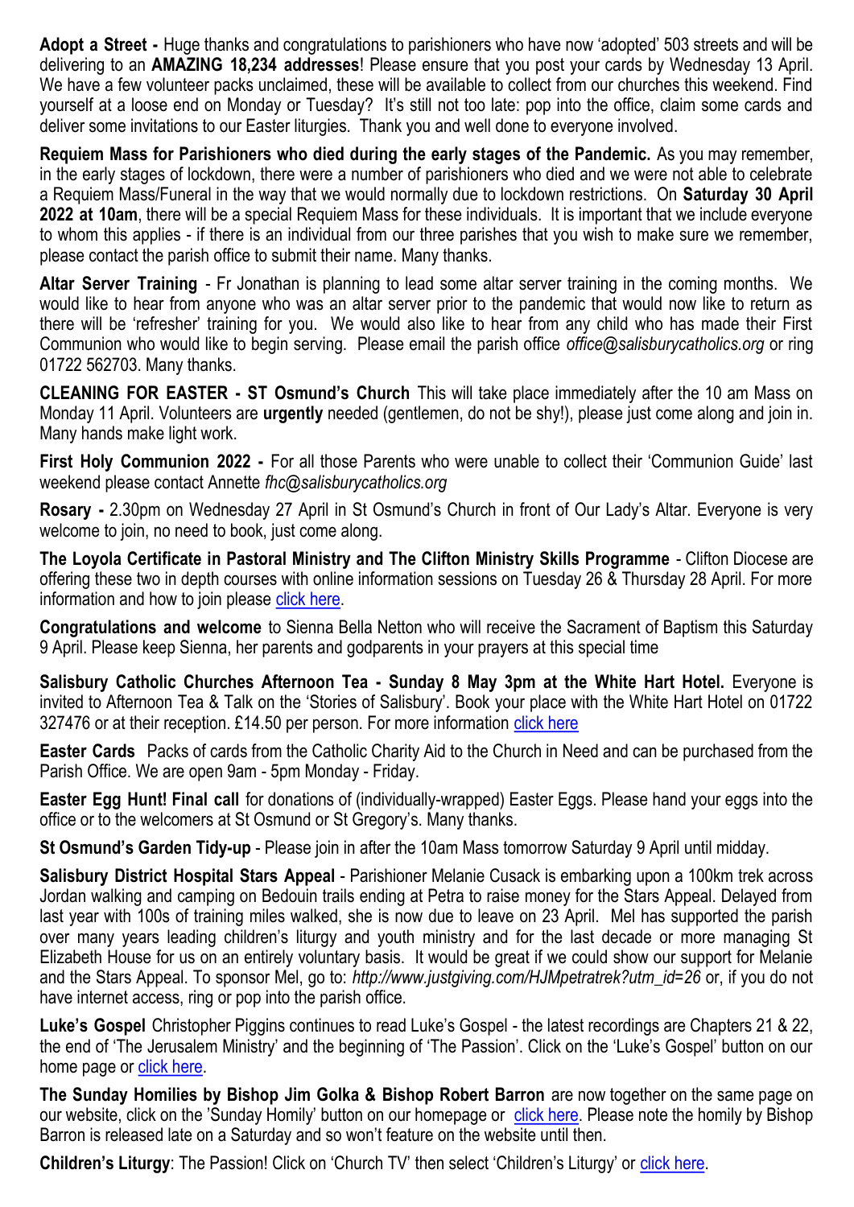**Adopt a Street -** Huge thanks and congratulations to parishioners who have now 'adopted' 503 streets and will be delivering to an **AMAZING 18,234 addresses**! Please ensure that you post your cards by Wednesday 13 April. We have a few volunteer packs unclaimed, these will be available to collect from our churches this weekend. Find yourself at a loose end on Monday or Tuesday? It's still not too late: pop into the office, claim some cards and deliver some invitations to our Easter liturgies. Thank you and well done to everyone involved.

**Requiem Mass for Parishioners who died during the early stages of the Pandemic.** As you may remember, in the early stages of lockdown, there were a number of parishioners who died and we were not able to celebrate a Requiem Mass/Funeral in the way that we would normally due to lockdown restrictions. On **Saturday 30 April 2022 at 10am**, there will be a special Requiem Mass for these individuals. It is important that we include everyone to whom this applies - if there is an individual from our three parishes that you wish to make sure we remember, please contact the parish office to submit their name. Many thanks.

**Altar Server Training** - Fr Jonathan is planning to lead some altar server training in the coming months. We would like to hear from anyone who was an altar server prior to the pandemic that would now like to return as there will be 'refresher' training for you. We would also like to hear from any child who has made their First Communion who would like to begin serving. Please email the parish office *office@salisburycatholics.org* or ring 01722 562703. Many thanks.

**CLEANING FOR EASTER - ST Osmund's Church** This will take place immediately after the 10 am Mass on Monday 11 April. Volunteers are **urgently** needed (gentlemen, do not be shy!), please just come along and join in. Many hands make light work.

**First Holy Communion 2022 -** For all those Parents who were unable to collect their 'Communion Guide' last weekend please contact Annette *fhc@salisburycatholics.org*

**Rosary -** 2.30pm on Wednesday 27 April in St Osmund's Church in front of Our Lady's Altar. Everyone is very welcome to join, no need to book, just come along.

**The Loyola Certificate in Pastoral Ministry and The Clifton Ministry Skills Programme** - Clifton Diocese are offering these two in depth courses with online information sessions on Tuesday 26 & Thursday 28 April. For more information and how to join please click here.

**Congratulations and welcome** to Sienna Bella Netton who will receive the Sacrament of Baptism this Saturday 9 April. Please keep Sienna, her parents and godparents in your prayers at this special time

**Salisbury Catholic Churches Afternoon Tea - Sunday 8 May 3pm at the White Hart Hotel.** Everyone is invited to Afternoon Tea & Talk on the 'Stories of Salisbury'. Book your place with the White Hart Hotel on 01722 327476 or at their reception. £14.50 per person. For more information click here

**Easter Cards** Packs of cards from the Catholic Charity Aid to the Church in Need and can be purchased from the Parish Office. We are open 9am - 5pm Monday - Friday.

**Easter Egg Hunt! Final call** for donations of (individually-wrapped) Easter Eggs. Please hand your eggs into the office or to the welcomers at St Osmund or St Gregory's. Many thanks.

**St Osmund's Garden Tidy-up** - Please join in after the 10am Mass tomorrow Saturday 9 April until midday.

**Salisbury District Hospital Stars Appeal** - Parishioner Melanie Cusack is embarking upon a 100km trek across Jordan walking and camping on Bedouin trails ending at Petra to raise money for the Stars Appeal. Delayed from last year with 100s of training miles walked, she is now due to leave on 23 April. Mel has supported the parish over many years leading children's liturgy and youth ministry and for the last decade or more managing St Elizabeth House for us on an entirely voluntary basis. It would be great if we could show our support for Melanie and the Stars Appeal. To sponsor Mel, go to: *http://www.justgiving.com/HJMpetratrek?utm_id=26* or, if you do not have internet access, ring or pop into the parish office.

**Luke's Gospel** Christopher Piggins continues to read Luke's Gospel - the latest recordings are Chapters 21 & 22, the end of 'The Jerusalem Ministry' and the beginning of 'The Passion'. Click on the 'Luke's Gospel' button on our home page or click here.

**The Sunday Homilies by Bishop Jim Golka & Bishop Robert Barron** are now together on the same page on our website, click on the 'Sunday Homily' button on our homepage or click here. Please note the homily by Bishop Barron is released late on a Saturday and so won't feature on the website until then.

**Children's Liturgy**: The Passion! Click on 'Church TV' then select 'Children's Liturgy' or click here.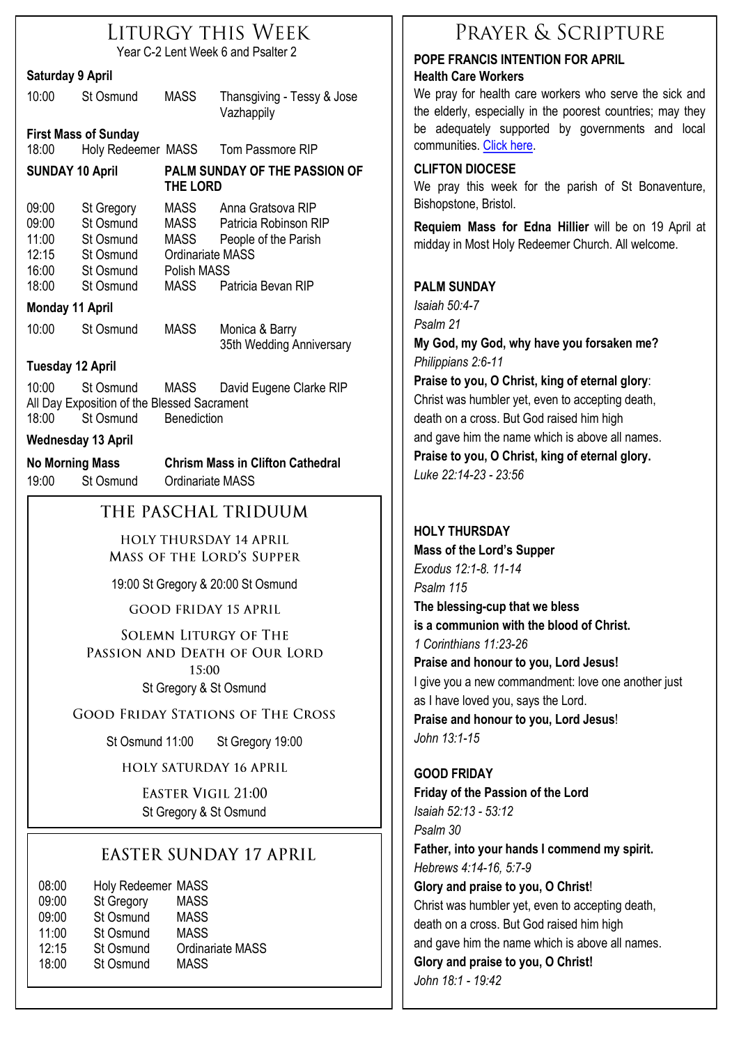# Liturgy this Week

Year C-2 Lent Week 6 and Psalter 2

**Saturday 9 April**

| | | | |
|---|---|---|---|
| 10:00 | St Osmund | MASS | Thansgiving - Tessy & Jose Vazhappily |

**First Mass of Sunday**

| | | | |
|---|---|---|---|
| 18:00 | Holy Redeemer | MASS | Tom Passmore RIP |

**SUNDAY 10 April** — **PALM SUNDAY OF THE PASSION OF THE LORD**

| | | | |
|---|---|---|---|
| 09:00 | St Gregory | MASS | Anna Gratsova RIP |
| 09:00 | St Osmund | MASS | Patricia Robinson RIP |
| 11:00 | St Osmund | MASS | People of the Parish |
| 12:15 | St Osmund | Ordinariate MASS | |
| 16:00 | St Osmund | Polish MASS | |
| 18:00 | St Osmund | MASS | Patricia Bevan RIP |

**Monday 11 April**

| | | | |
|---|---|---|---|
| 10:00 | St Osmund | MASS | Monica & Barry 35th Wedding Anniversary |

**Tuesday 12 April**

| | | | |
|---|---|---|---|
| 10:00 | St Osmund | MASS | David Eugene Clarke RIP |

All Day Exposition of the Blessed Sacrament

| | | |
|---|---|---|
| 18:00 | St Osmund | Benediction |

**Wednesday 13 April**

**No Morning Mass** — **Chrism Mass in Clifton Cathedral**

| | | |
|---|---|---|
| 19:00 | St Osmund | Ordinariate MASS |

## The Paschal Triduum

**Holy Thursday 14 April**

**Mass of the Lord's Supper**

19:00 St Gregory & 20:00 St Osmund

**Good Friday 15 April**

**Solemn Liturgy of The Passion and Death of Our Lord**

15:00

St Gregory & St Osmund

**Good Friday Stations of The Cross**

St Osmund 11:00 St Gregory 19:00

**Holy Saturday 16 April**

**Easter Vigil 21:00**

St Gregory & St Osmund

## Easter Sunday 17 April

| | | |
|---|---|---|
| 08:00 | Holy Redeemer | MASS |
| 09:00 | St Gregory | MASS |
| 09:00 | St Osmund | MASS |
| 11:00 | St Osmund | MASS |
| 12:15 | St Osmund | Ordinariate MASS |
| 18:00 | St Osmund | MASS |

# Prayer & Scripture

**POPE FRANCIS INTENTION FOR APRIL**

**Health Care Workers**

We pray for health care workers who serve the sick and the elderly, especially in the poorest countries; may they be adequately supported by governments and local communities. Click here.

**CLIFTON DIOCESE**

We pray this week for the parish of St Bonaventure, Bishopstone, Bristol.

**Requiem Mass for Edna Hillier** will be on 19 April at midday in Most Holy Redeemer Church. All welcome.

**PALM SUNDAY**

*Isaiah 50:4-7*

*Psalm 21*

**My God, my God, why have you forsaken me?**

*Philippians 2:6-11*

**Praise to you, O Christ, king of eternal glory**:
Christ was humbler yet, even to accepting death,
death on a cross. But God raised him high
and gave him the name which is above all names.
**Praise to you, O Christ, king of eternal glory.**

*Luke 22:14-23 - 23:56*

**HOLY THURSDAY**

**Mass of the Lord's Supper**

*Exodus 12:1-8. 11-14*

*Psalm 115*

**The blessing-cup that we bless**
**is a communion with the blood of Christ.**

*1 Corinthians 11:23-26*

**Praise and honour to you, Lord Jesus!**
I give you a new commandment: love one another just as I have loved you, says the Lord.
**Praise and honour to you, Lord Jesus**!

*John 13:1-15*

**GOOD FRIDAY**

**Friday of the Passion of the Lord**

*Isaiah 52:13 - 53:12*

*Psalm 30*

**Father, into your hands I commend my spirit.**

*Hebrews 4:14-16, 5:7-9*

**Glory and praise to you, O Christ**!
Christ was humbler yet, even to accepting death,
death on a cross. But God raised him high
and gave him the name which is above all names.
**Glory and praise to you, O Christ!**

*John 18:1 - 19:42*